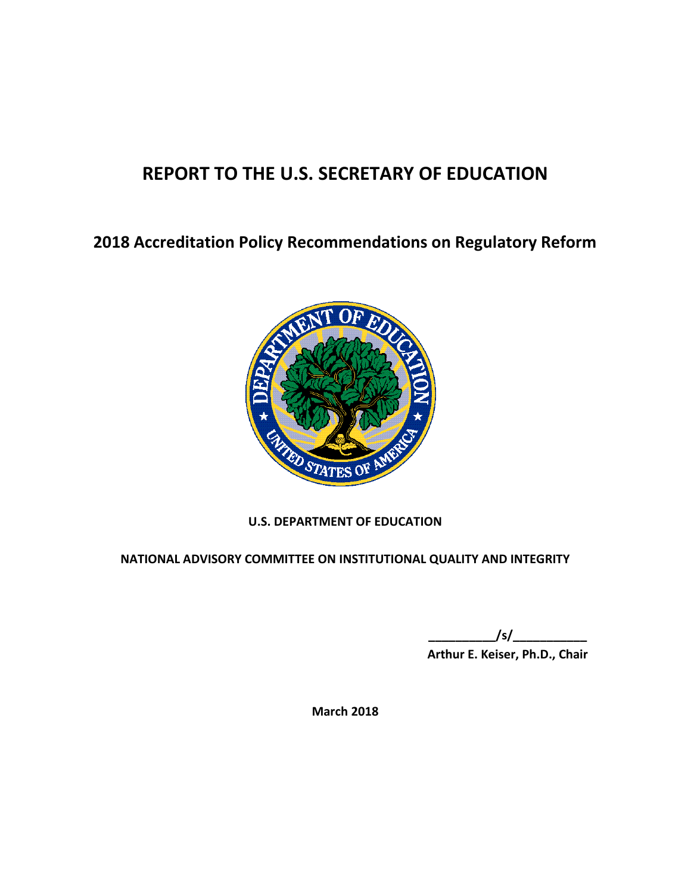# REPORT TO THE U.S. SECRETARY OF EDUCATION

## 2018 Accreditation Policy Recommendations on Regulatory Reform

**U.S. DEPARTMENT OF EDUCATION**

**NATIONAL ADVISORY COMMITTEE ON INSTITUTIONAL QUALITY AND INTEGRITY**

**__________/s/___________**
**Arthur E. Keiser, Ph.D., Chair**

**March 2018**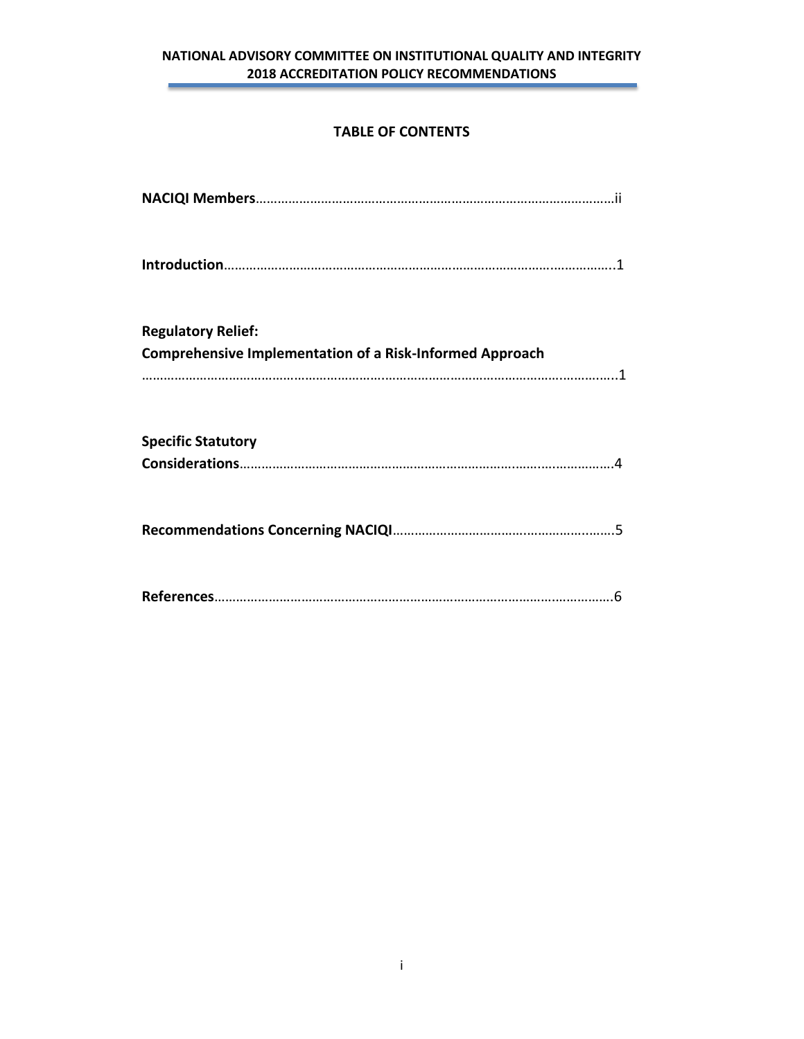# TABLE OF CONTENTS

**NACIQI Members**……………………………………………………………………………………ii

**Introduction**……………………………………………………………………………………………..1

**Regulatory Relief:**
**Comprehensive Implementation of a Risk-Informed Approach**
……………………………………………………………………………………………………………………..1

**Specific Statutory**
**Considerations**…………………………………………………………………………………………4

**Recommendations Concerning NACIQI**………………………………………………………5

**References**………………………………………………………………………………………………6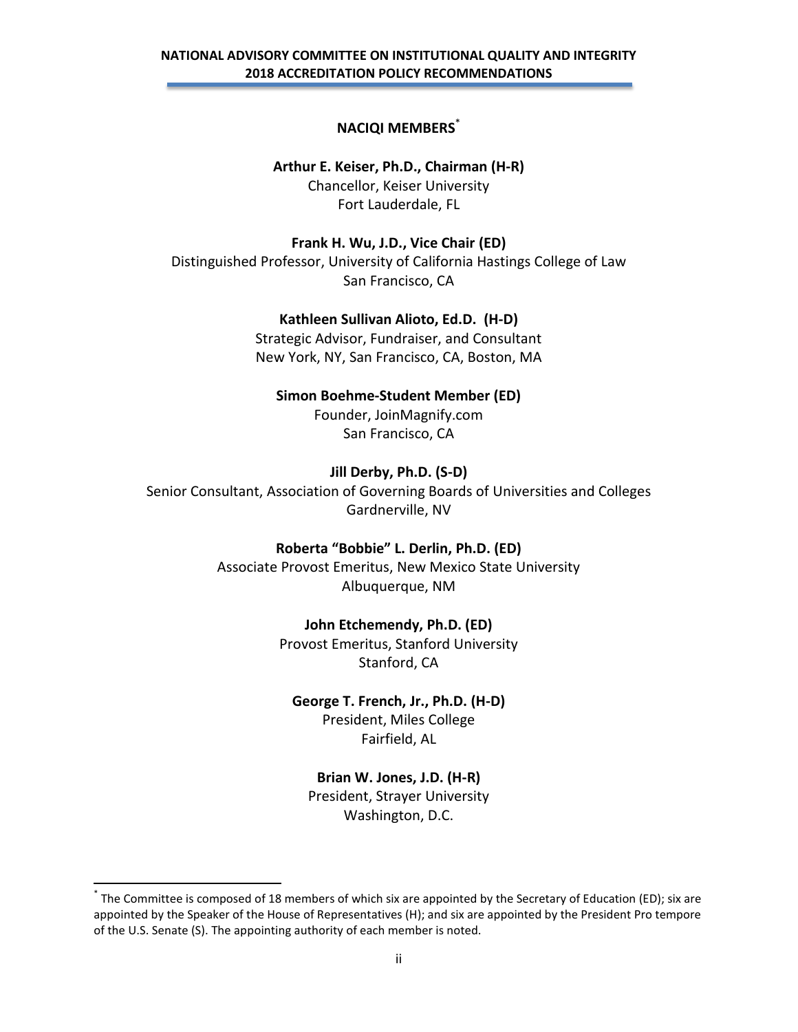## NACIQI MEMBERS*

**Arthur E. Keiser, Ph.D., Chairman (H-R)**
Chancellor, Keiser University
Fort Lauderdale, FL

**Frank H. Wu, J.D., Vice Chair (ED)**
Distinguished Professor, University of California Hastings College of Law
San Francisco, CA

**Kathleen Sullivan Alioto, Ed.D. (H-D)**
Strategic Advisor, Fundraiser, and Consultant
New York, NY, San Francisco, CA, Boston, MA

**Simon Boehme-Student Member (ED)**
Founder, JoinMagnify.com
San Francisco, CA

**Jill Derby, Ph.D. (S-D)**
Senior Consultant, Association of Governing Boards of Universities and Colleges
Gardnerville, NV

**Roberta "Bobbie" L. Derlin, Ph.D. (ED)**
Associate Provost Emeritus, New Mexico State University
Albuquerque, NM

**John Etchemendy, Ph.D. (ED)**
Provost Emeritus, Stanford University
Stanford, CA

**George T. French, Jr., Ph.D. (H-D)**
President, Miles College
Fairfield, AL

**Brian W. Jones, J.D. (H-R)**
President, Strayer University
Washington, D.C.

---

* The Committee is composed of 18 members of which six are appointed by the Secretary of Education (ED); six are appointed by the Speaker of the House of Representatives (H); and six are appointed by the President Pro tempore of the U.S. Senate (S). The appointing authority of each member is noted.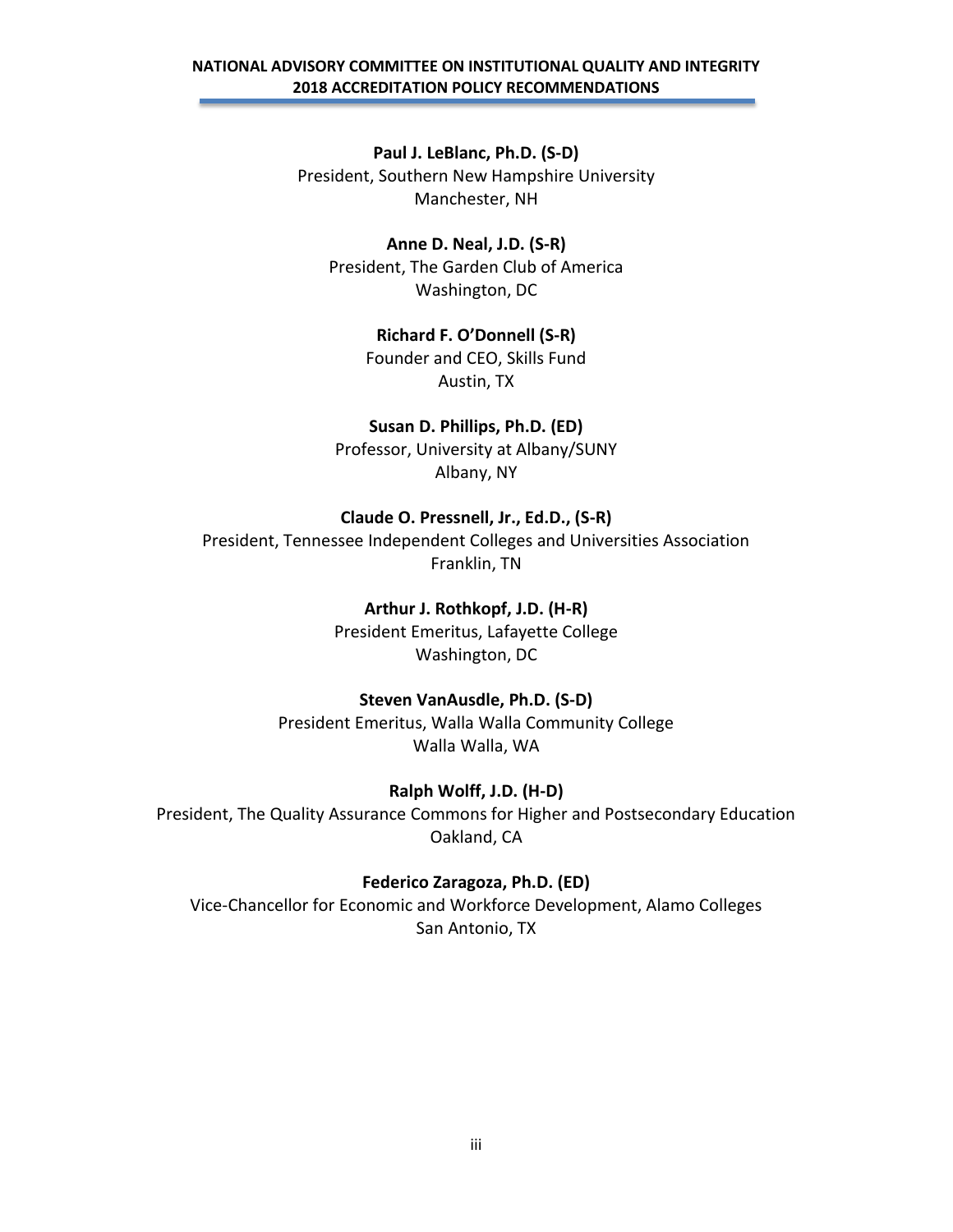**Paul J. LeBlanc, Ph.D. (S-D)**
President, Southern New Hampshire University
Manchester, NH

**Anne D. Neal, J.D. (S-R)**
President, The Garden Club of America
Washington, DC

**Richard F. O'Donnell (S-R)**
Founder and CEO, Skills Fund
Austin, TX

**Susan D. Phillips, Ph.D. (ED)**
Professor, University at Albany/SUNY
Albany, NY

**Claude O. Pressnell, Jr., Ed.D., (S-R)**
President, Tennessee Independent Colleges and Universities Association
Franklin, TN

**Arthur J. Rothkopf, J.D. (H-R)**
President Emeritus, Lafayette College
Washington, DC

**Steven VanAusdle, Ph.D. (S-D)**
President Emeritus, Walla Walla Community College
Walla Walla, WA

**Ralph Wolff, J.D. (H-D)**
President, The Quality Assurance Commons for Higher and Postsecondary Education
Oakland, CA

**Federico Zaragoza, Ph.D. (ED)**
Vice-Chancellor for Economic and Workforce Development, Alamo Colleges
San Antonio, TX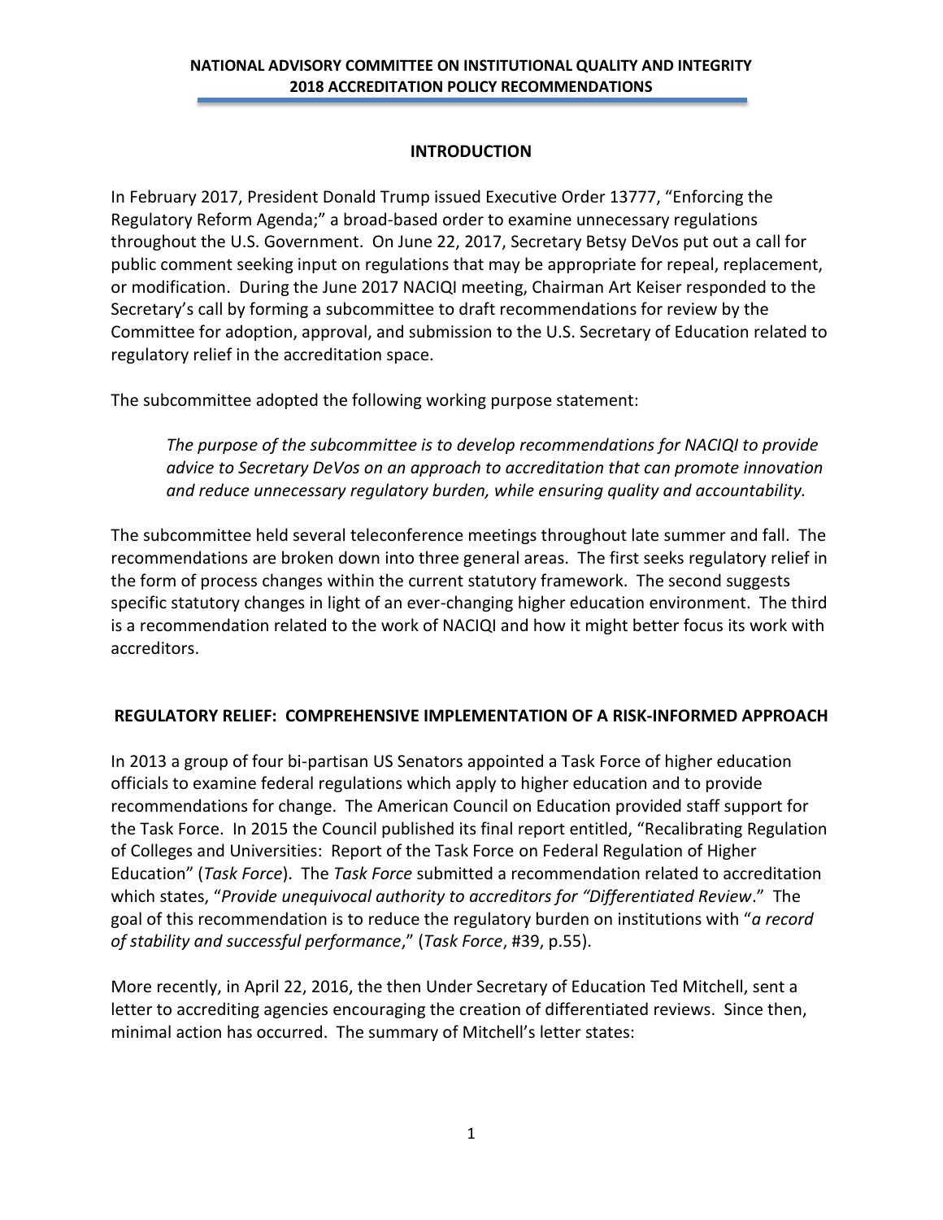**NATIONAL ADVISORY COMMITTEE ON INSTITUTIONAL QUALITY AND INTEGRITY**
**2018 ACCREDITATION POLICY RECOMMENDATIONS**

## INTRODUCTION

In February 2017, President Donald Trump issued Executive Order 13777, "Enforcing the Regulatory Reform Agenda;" a broad-based order to examine unnecessary regulations throughout the U.S. Government. On June 22, 2017, Secretary Betsy DeVos put out a call for public comment seeking input on regulations that may be appropriate for repeal, replacement, or modification. During the June 2017 NACIQI meeting, Chairman Art Keiser responded to the Secretary's call by forming a subcommittee to draft recommendations for review by the Committee for adoption, approval, and submission to the U.S. Secretary of Education related to regulatory relief in the accreditation space.

The subcommittee adopted the following working purpose statement:

> *The purpose of the subcommittee is to develop recommendations for NACIQI to provide advice to Secretary DeVos on an approach to accreditation that can promote innovation and reduce unnecessary regulatory burden, while ensuring quality and accountability.*

The subcommittee held several teleconference meetings throughout late summer and fall. The recommendations are broken down into three general areas. The first seeks regulatory relief in the form of process changes within the current statutory framework. The second suggests specific statutory changes in light of an ever-changing higher education environment. The third is a recommendation related to the work of NACIQI and how it might better focus its work with accreditors.

## REGULATORY RELIEF: COMPREHENSIVE IMPLEMENTATION OF A RISK-INFORMED APPROACH

In 2013 a group of four bi-partisan US Senators appointed a Task Force of higher education officials to examine federal regulations which apply to higher education and to provide recommendations for change. The American Council on Education provided staff support for the Task Force. In 2015 the Council published its final report entitled, "Recalibrating Regulation of Colleges and Universities: Report of the Task Force on Federal Regulation of Higher Education" (*Task Force*). The *Task Force* submitted a recommendation related to accreditation which states, "*Provide unequivocal authority to accreditors for "Differentiated Review*." The goal of this recommendation is to reduce the regulatory burden on institutions with "*a record of stability and successful performance*," (*Task Force*, #39, p.55).

More recently, in April 22, 2016, the then Under Secretary of Education Ted Mitchell, sent a letter to accrediting agencies encouraging the creation of differentiated reviews. Since then, minimal action has occurred. The summary of Mitchell's letter states: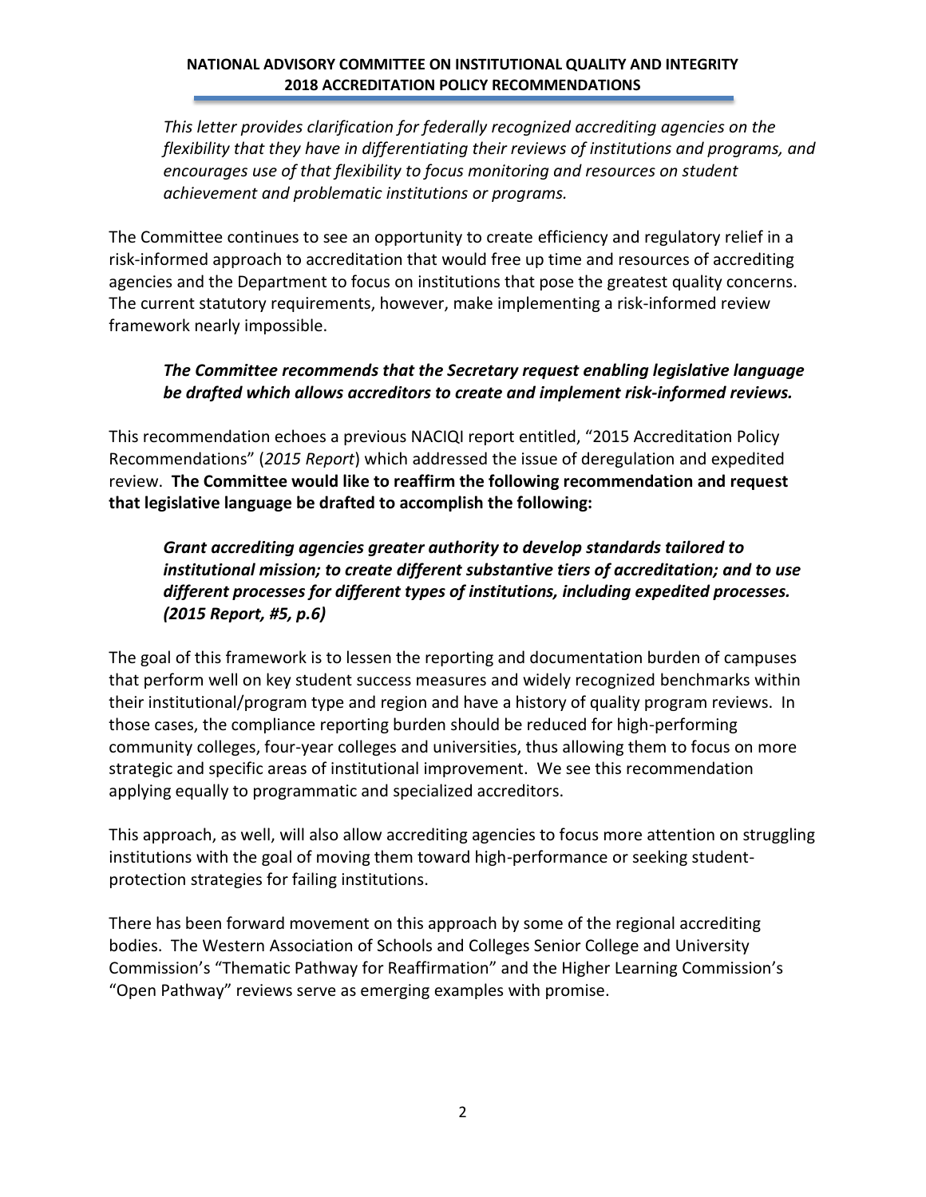*This letter provides clarification for federally recognized accrediting agencies on the flexibility that they have in differentiating their reviews of institutions and programs, and encourages use of that flexibility to focus monitoring and resources on student achievement and problematic institutions or programs.*

The Committee continues to see an opportunity to create efficiency and regulatory relief in a risk-informed approach to accreditation that would free up time and resources of accrediting agencies and the Department to focus on institutions that pose the greatest quality concerns. The current statutory requirements, however, make implementing a risk-informed review framework nearly impossible.

***The Committee recommends that the Secretary request enabling legislative language be drafted which allows accreditors to create and implement risk-informed reviews.***

This recommendation echoes a previous NACIQI report entitled, "2015 Accreditation Policy Recommendations" (*2015 Report*) which addressed the issue of deregulation and expedited review. **The Committee would like to reaffirm the following recommendation and request that legislative language be drafted to accomplish the following:**

***Grant accrediting agencies greater authority to develop standards tailored to institutional mission; to create different substantive tiers of accreditation; and to use different processes for different types of institutions, including expedited processes. (2015 Report, #5, p.6)***

The goal of this framework is to lessen the reporting and documentation burden of campuses that perform well on key student success measures and widely recognized benchmarks within their institutional/program type and region and have a history of quality program reviews. In those cases, the compliance reporting burden should be reduced for high-performing community colleges, four-year colleges and universities, thus allowing them to focus on more strategic and specific areas of institutional improvement. We see this recommendation applying equally to programmatic and specialized accreditors.

This approach, as well, will also allow accrediting agencies to focus more attention on struggling institutions with the goal of moving them toward high-performance or seeking student-protection strategies for failing institutions.

There has been forward movement on this approach by some of the regional accrediting bodies. The Western Association of Schools and Colleges Senior College and University Commission's "Thematic Pathway for Reaffirmation" and the Higher Learning Commission's "Open Pathway" reviews serve as emerging examples with promise.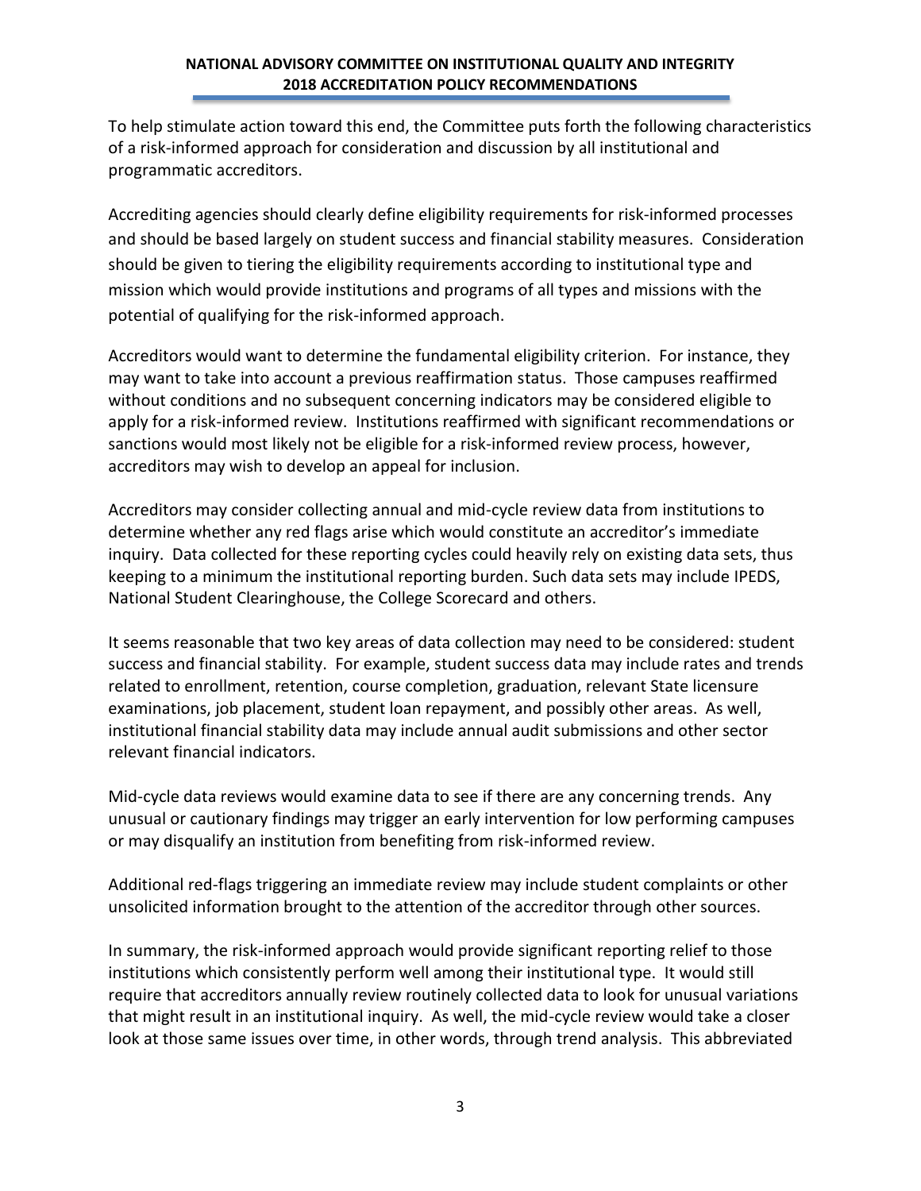To help stimulate action toward this end, the Committee puts forth the following characteristics of a risk-informed approach for consideration and discussion by all institutional and programmatic accreditors.

Accrediting agencies should clearly define eligibility requirements for risk-informed processes and should be based largely on student success and financial stability measures. Consideration should be given to tiering the eligibility requirements according to institutional type and mission which would provide institutions and programs of all types and missions with the potential of qualifying for the risk-informed approach.

Accreditors would want to determine the fundamental eligibility criterion. For instance, they may want to take into account a previous reaffirmation status. Those campuses reaffirmed without conditions and no subsequent concerning indicators may be considered eligible to apply for a risk-informed review. Institutions reaffirmed with significant recommendations or sanctions would most likely not be eligible for a risk-informed review process, however, accreditors may wish to develop an appeal for inclusion.

Accreditors may consider collecting annual and mid-cycle review data from institutions to determine whether any red flags arise which would constitute an accreditor's immediate inquiry. Data collected for these reporting cycles could heavily rely on existing data sets, thus keeping to a minimum the institutional reporting burden. Such data sets may include IPEDS, National Student Clearinghouse, the College Scorecard and others.

It seems reasonable that two key areas of data collection may need to be considered: student success and financial stability. For example, student success data may include rates and trends related to enrollment, retention, course completion, graduation, relevant State licensure examinations, job placement, student loan repayment, and possibly other areas. As well, institutional financial stability data may include annual audit submissions and other sector relevant financial indicators.

Mid-cycle data reviews would examine data to see if there are any concerning trends. Any unusual or cautionary findings may trigger an early intervention for low performing campuses or may disqualify an institution from benefiting from risk-informed review.

Additional red-flags triggering an immediate review may include student complaints or other unsolicited information brought to the attention of the accreditor through other sources.

In summary, the risk-informed approach would provide significant reporting relief to those institutions which consistently perform well among their institutional type. It would still require that accreditors annually review routinely collected data to look for unusual variations that might result in an institutional inquiry. As well, the mid-cycle review would take a closer look at those same issues over time, in other words, through trend analysis. This abbreviated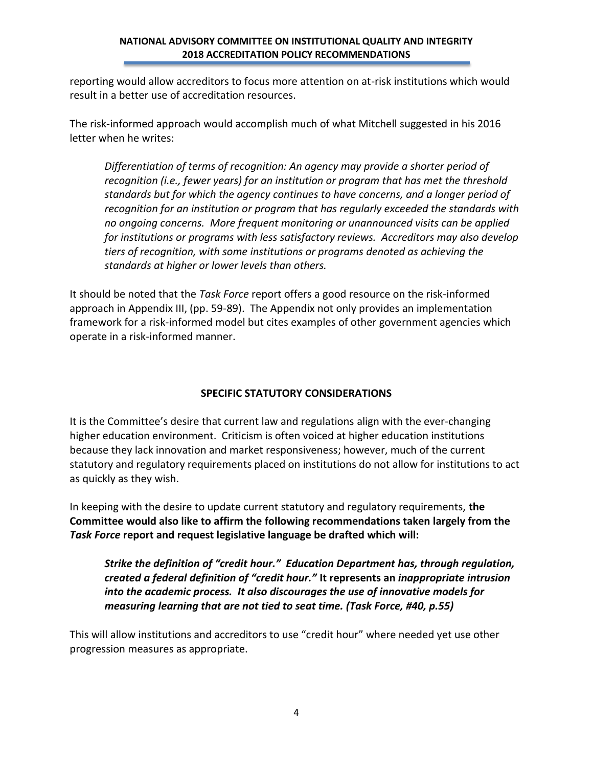reporting would allow accreditors to focus more attention on at-risk institutions which would result in a better use of accreditation resources.

The risk-informed approach would accomplish much of what Mitchell suggested in his 2016 letter when he writes:

> *Differentiation of terms of recognition: An agency may provide a shorter period of recognition (i.e., fewer years) for an institution or program that has met the threshold standards but for which the agency continues to have concerns, and a longer period of recognition for an institution or program that has regularly exceeded the standards with no ongoing concerns. More frequent monitoring or unannounced visits can be applied for institutions or programs with less satisfactory reviews. Accreditors may also develop tiers of recognition, with some institutions or programs denoted as achieving the standards at higher or lower levels than others.*

It should be noted that the *Task Force* report offers a good resource on the risk-informed approach in Appendix III, (pp. 59-89). The Appendix not only provides an implementation framework for a risk-informed model but cites examples of other government agencies which operate in a risk-informed manner.

## SPECIFIC STATUTORY CONSIDERATIONS

It is the Committee's desire that current law and regulations align with the ever-changing higher education environment. Criticism is often voiced at higher education institutions because they lack innovation and market responsiveness; however, much of the current statutory and regulatory requirements placed on institutions do not allow for institutions to act as quickly as they wish.

In keeping with the desire to update current statutory and regulatory requirements, **the Committee would also like to affirm the following recommendations taken largely from the *Task Force* report and request legislative language be drafted which will:**

> ***Strike the definition of "credit hour." Education Department has, through regulation, created a federal definition of "credit hour."* It represents an *inappropriate intrusion into the academic process. It also discourages the use of innovative models for measuring learning that are not tied to seat time. (Task Force, #40, p.55)***

This will allow institutions and accreditors to use "credit hour" where needed yet use other progression measures as appropriate.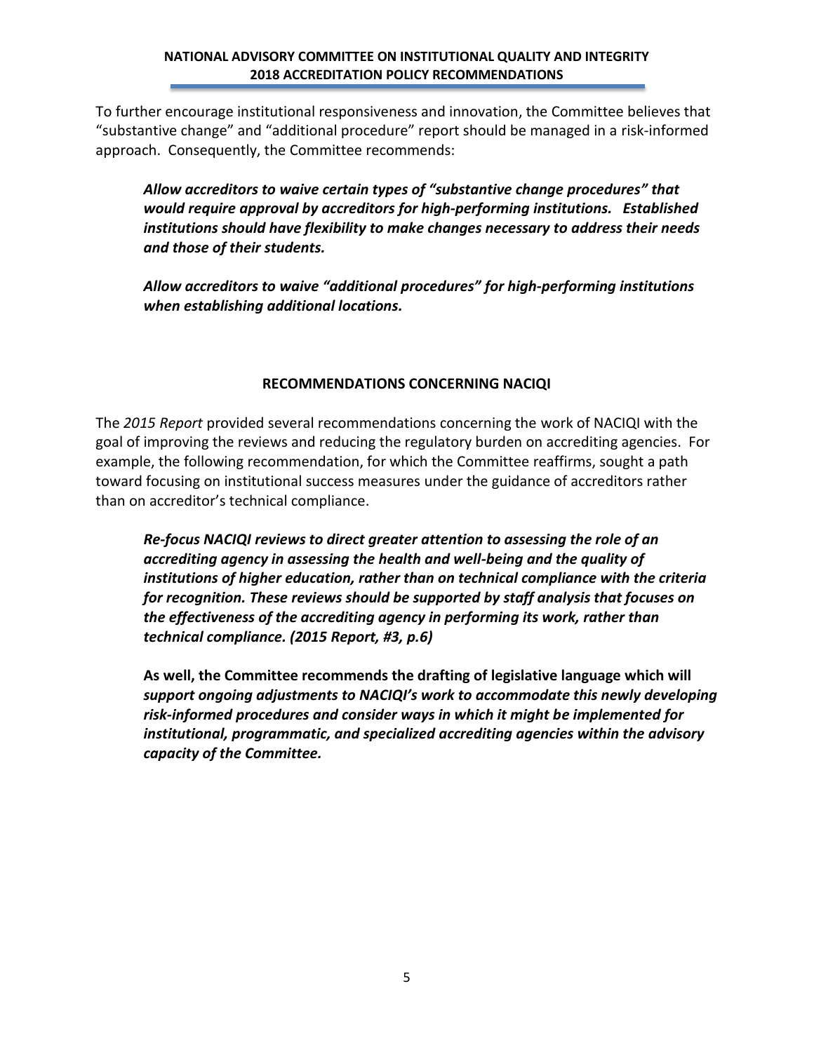To further encourage institutional responsiveness and innovation, the Committee believes that "substantive change" and "additional procedure" report should be managed in a risk-informed approach. Consequently, the Committee recommends:

> ***Allow accreditors to waive certain types of "substantive change procedures" that would require approval by accreditors for high-performing institutions. Established institutions should have flexibility to make changes necessary to address their needs and those of their students.***
>
> ***Allow accreditors to waive "additional procedures" for high-performing institutions when establishing additional locations.***

## RECOMMENDATIONS CONCERNING NACIQI

The *2015 Report* provided several recommendations concerning the work of NACIQI with the goal of improving the reviews and reducing the regulatory burden on accrediting agencies. For example, the following recommendation, for which the Committee reaffirms, sought a path toward focusing on institutional success measures under the guidance of accreditors rather than on accreditor's technical compliance.

> ***Re-focus NACIQI reviews to direct greater attention to assessing the role of an accrediting agency in assessing the health and well-being and the quality of institutions of higher education, rather than on technical compliance with the criteria for recognition. These reviews should be supported by staff analysis that focuses on the effectiveness of the accrediting agency in performing its work, rather than technical compliance. (2015 Report, #3, p.6)***
>
> **As well, the Committee recommends the drafting of legislative language which will *support ongoing adjustments to NACIQI's work to accommodate this newly developing risk-informed procedures and consider ways in which it might be implemented for institutional, programmatic, and specialized accrediting agencies within the advisory capacity of the Committee.***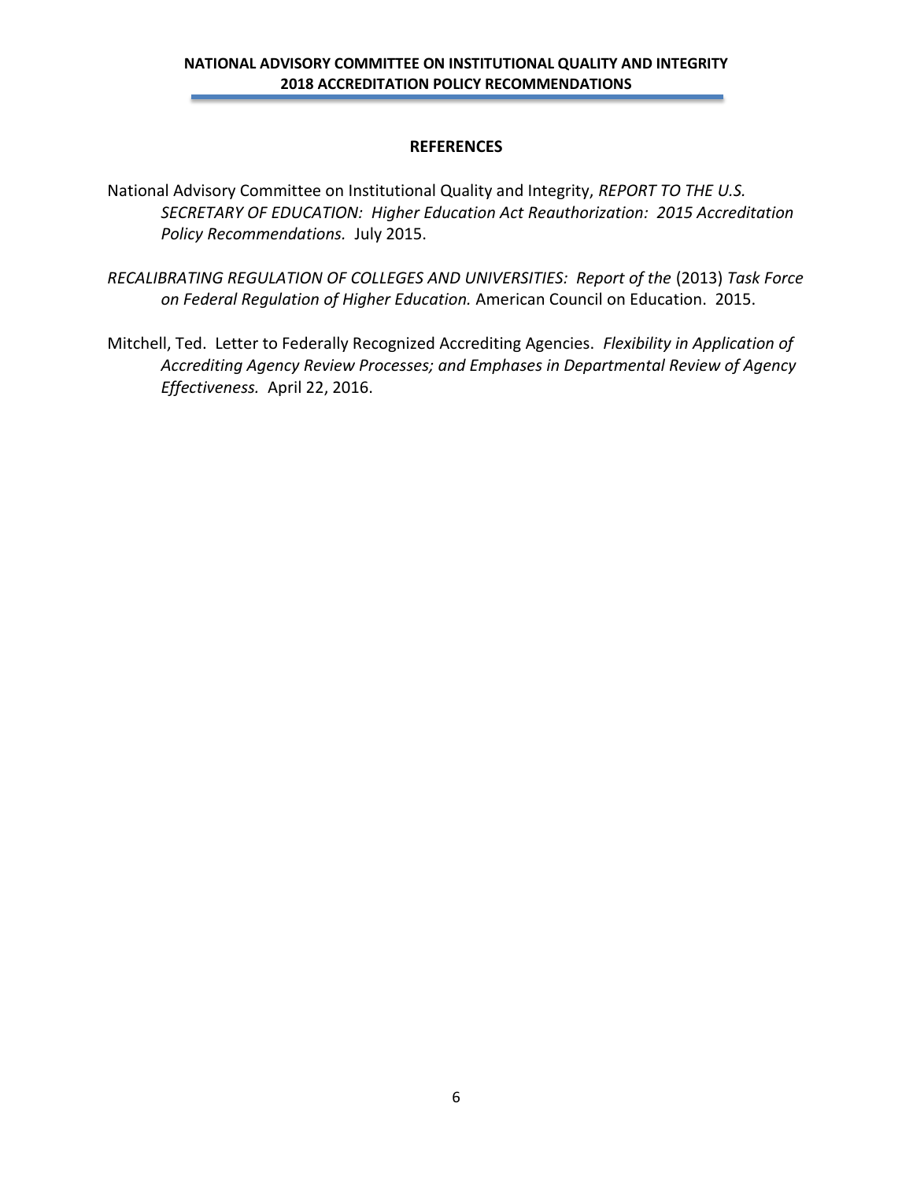## REFERENCES

National Advisory Committee on Institutional Quality and Integrity, *REPORT TO THE U.S. SECRETARY OF EDUCATION: Higher Education Act Reauthorization: 2015 Accreditation Policy Recommendations.* July 2015.

*RECALIBRATING REGULATION OF COLLEGES AND UNIVERSITIES: Report of the* (2013) *Task Force on Federal Regulation of Higher Education.* American Council on Education. 2015.

Mitchell, Ted. Letter to Federally Recognized Accrediting Agencies. *Flexibility in Application of Accrediting Agency Review Processes; and Emphases in Departmental Review of Agency Effectiveness.* April 22, 2016.